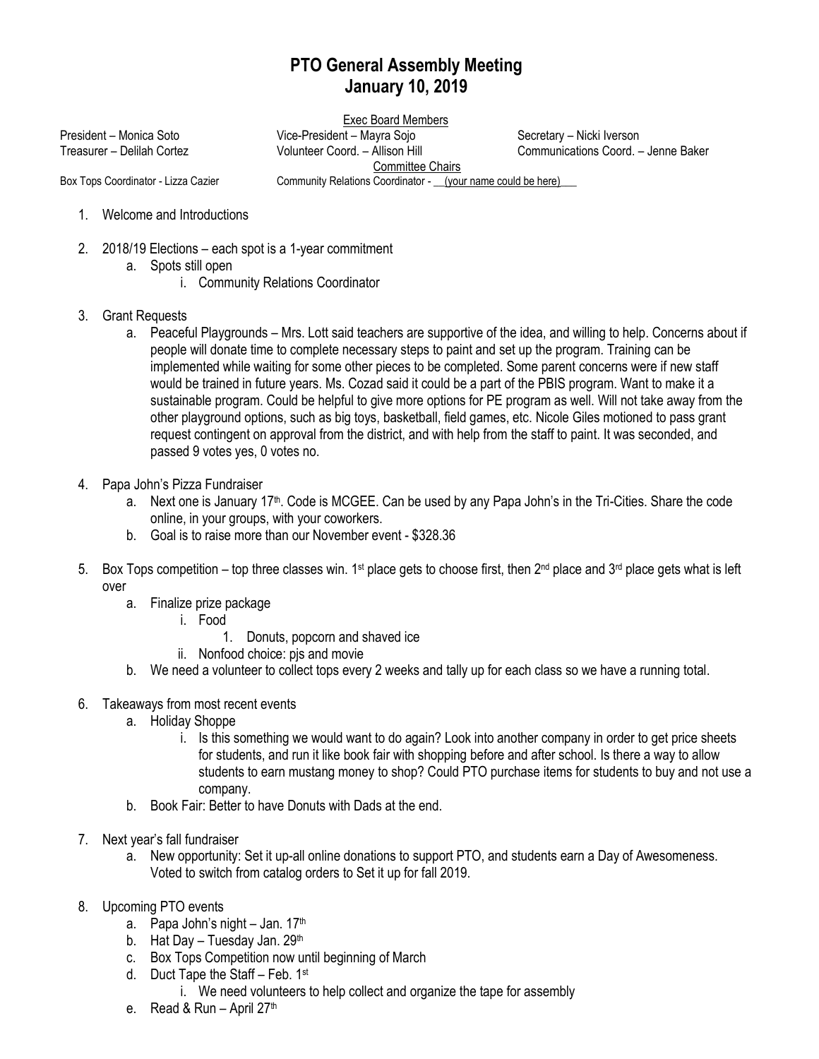# PTO General Assembly Meeting
## January 10, 2019

**Exec Board Members**

President – Monica Soto
Vice-President – Mayra Sojo
Secretary – Nicki Iverson
Treasurer – Delilah Cortez
Volunteer Coord. – Allison Hill
Communications Coord. – Jenne Baker

**Committee Chairs**

Box Tops Coordinator - Lizza Cazier
Community Relations Coordinator - __(your name could be here)__

1. Welcome and Introductions

2. 2018/19 Elections – each spot is a 1-year commitment
   a. Spots still open
      i. Community Relations Coordinator

3. Grant Requests
   a. Peaceful Playgrounds – Mrs. Lott said teachers are supportive of the idea, and willing to help. Concerns about if people will donate time to complete necessary steps to paint and set up the program. Training can be implemented while waiting for some other pieces to be completed. Some parent concerns were if new staff would be trained in future years. Ms. Cozad said it could be a part of the PBIS program. Want to make it a sustainable program. Could be helpful to give more options for PE program as well. Will not take away from the other playground options, such as big toys, basketball, field games, etc. Nicole Giles motioned to pass grant request contingent on approval from the district, and with help from the staff to paint. It was seconded, and passed 9 votes yes, 0 votes no.

4. Papa John's Pizza Fundraiser
   a. Next one is January 17th. Code is MCGEE. Can be used by any Papa John's in the Tri-Cities. Share the code online, in your groups, with your coworkers.
   b. Goal is to raise more than our November event - $328.36

5. Box Tops competition – top three classes win. 1st place gets to choose first, then 2nd place and 3rd place gets what is left over
   a. Finalize prize package
      i. Food
         1. Donuts, popcorn and shaved ice
      ii. Nonfood choice: pjs and movie
   b. We need a volunteer to collect tops every 2 weeks and tally up for each class so we have a running total.

6. Takeaways from most recent events
   a. Holiday Shoppe
      i. Is this something we would want to do again? Look into another company in order to get price sheets for students, and run it like book fair with shopping before and after school. Is there a way to allow students to earn mustang money to shop? Could PTO purchase items for students to buy and not use a company.
   b. Book Fair: Better to have Donuts with Dads at the end.

7. Next year's fall fundraiser
   a. New opportunity: Set it up-all online donations to support PTO, and students earn a Day of Awesomeness. Voted to switch from catalog orders to Set it up for fall 2019.

8. Upcoming PTO events
   a. Papa John's night – Jan. 17th
   b. Hat Day – Tuesday Jan. 29th
   c. Box Tops Competition now until beginning of March
   d. Duct Tape the Staff – Feb. 1st
      i. We need volunteers to help collect and organize the tape for assembly
   e. Read & Run – April 27th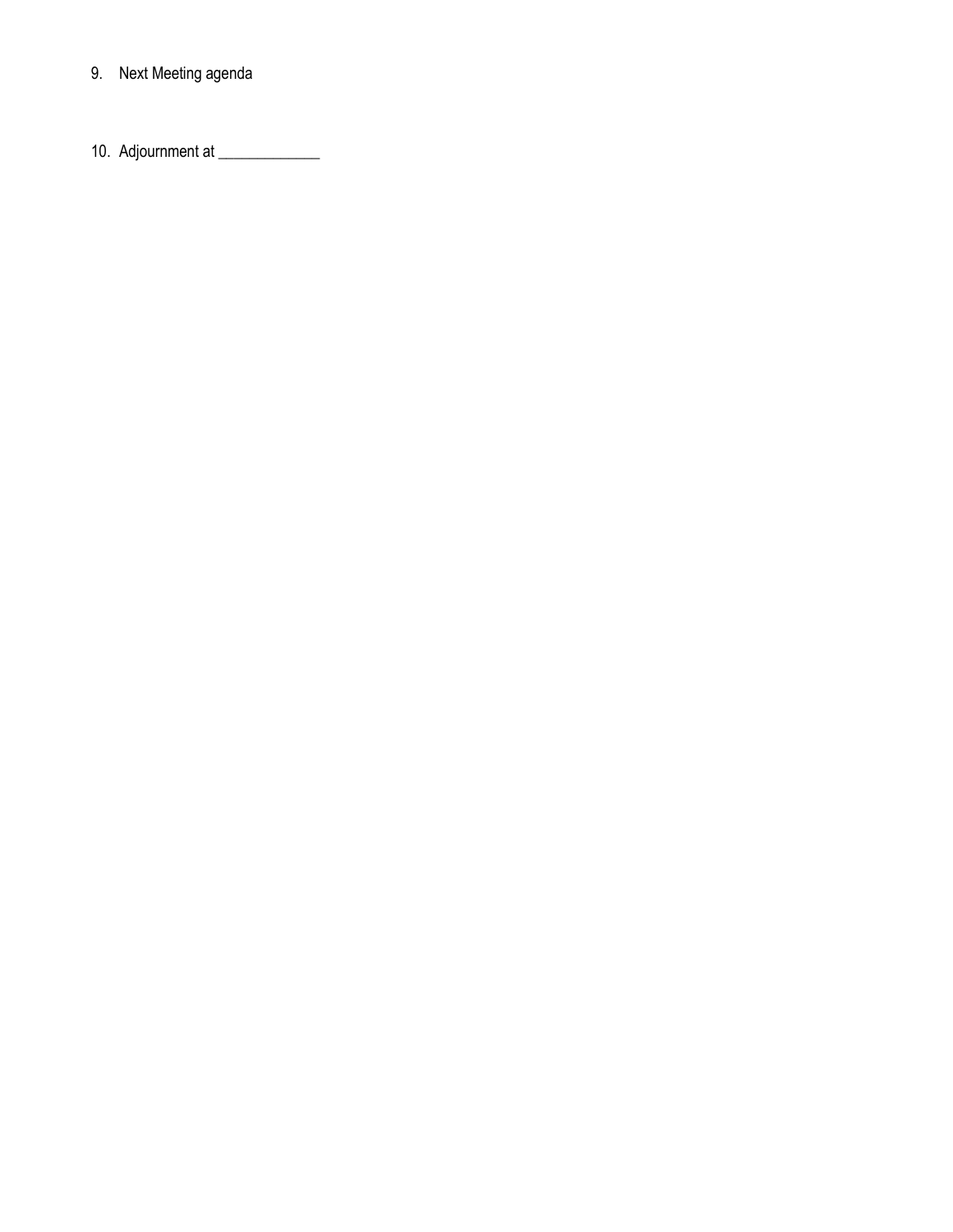9. Next Meeting agenda

10. Adjournment at _____________